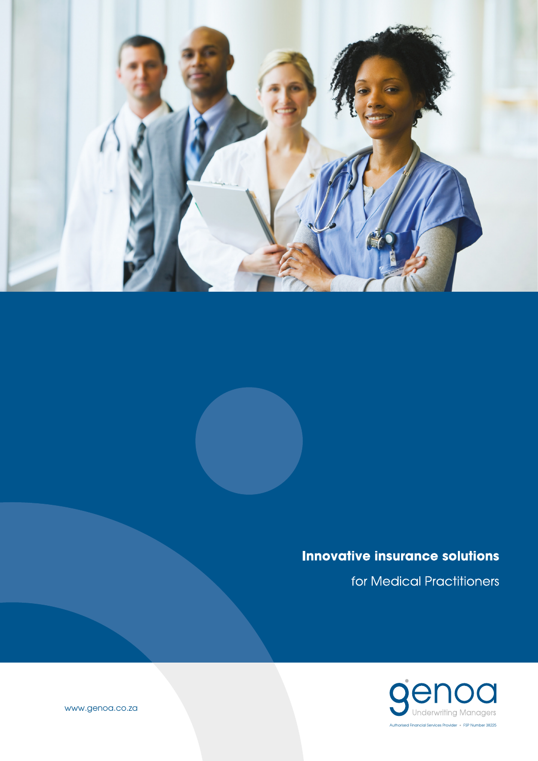# Innovative insurance solutions

for Medical Practitioners

www.genoa.co.za

genoa Underwriting Managers

Authorised Financial Services Provider • FSP Number 38225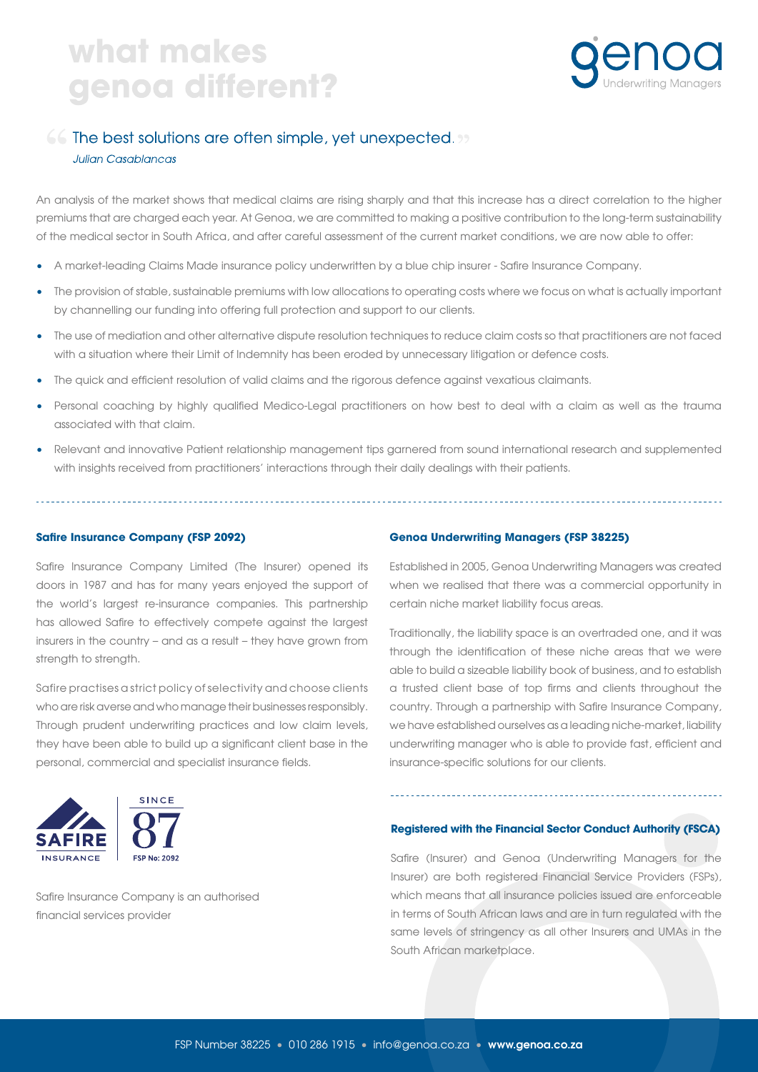# what makes genoa different?

> “The best solutions are often simple, yet unexpected.”
> *Julian Casablancas*

An analysis of the market shows that medical claims are rising sharply and that this increase has a direct correlation to the higher premiums that are charged each year. At Genoa, we are committed to making a positive contribution to the long-term sustainability of the medical sector in South Africa, and after careful assessment of the current market conditions, we are now able to offer:

- A market-leading Claims Made insurance policy underwritten by a blue chip insurer - Safire Insurance Company.
- The provision of stable, sustainable premiums with low allocations to operating costs where we focus on what is actually important by channelling our funding into offering full protection and support to our clients.
- The use of mediation and other alternative dispute resolution techniques to reduce claim costs so that practitioners are not faced with a situation where their Limit of Indemnity has been eroded by unnecessary litigation or defence costs.
- The quick and efficient resolution of valid claims and the rigorous defence against vexatious claimants.
- Personal coaching by highly qualified Medico-Legal practitioners on how best to deal with a claim as well as the trauma associated with that claim.
- Relevant and innovative Patient relationship management tips garnered from sound international research and supplemented with insights received from practitioners' interactions through their daily dealings with their patients.

### Safire Insurance Company (FSP 2092)

Safire Insurance Company Limited (The Insurer) opened its doors in 1987 and has for many years enjoyed the support of the world's largest re-insurance companies. This partnership has allowed Safire to effectively compete against the largest insurers in the country – and as a result – they have grown from strength to strength.

Safire practises a strict policy of selectivity and choose clients who are risk averse and who manage their businesses responsibly. Through prudent underwriting practices and low claim levels, they have been able to build up a significant client base in the personal, commercial and specialist insurance fields.

Safire Insurance Company is an authorised financial services provider

### Genoa Underwriting Managers (FSP 38225)

Established in 2005, Genoa Underwriting Managers was created when we realised that there was a commercial opportunity in certain niche market liability focus areas.

Traditionally, the liability space is an overtraded one, and it was through the identification of these niche areas that we were able to build a sizeable liability book of business, and to establish a trusted client base of top firms and clients throughout the country. Through a partnership with Safire Insurance Company, we have established ourselves as a leading niche-market, liability underwriting manager who is able to provide fast, efficient and insurance-specific solutions for our clients.

### Registered with the Financial Sector Conduct Authority (FSCA)

Safire (Insurer) and Genoa (Underwriting Managers for the Insurer) are both registered Financial Service Providers (FSPs), which means that all insurance policies issued are enforceable in terms of South African laws and are in turn regulated with the same levels of stringency as all other Insurers and UMAs in the South African marketplace.

FSP Number 38225 • 010 286 1915 • info@genoa.co.za • **www.genoa.co.za**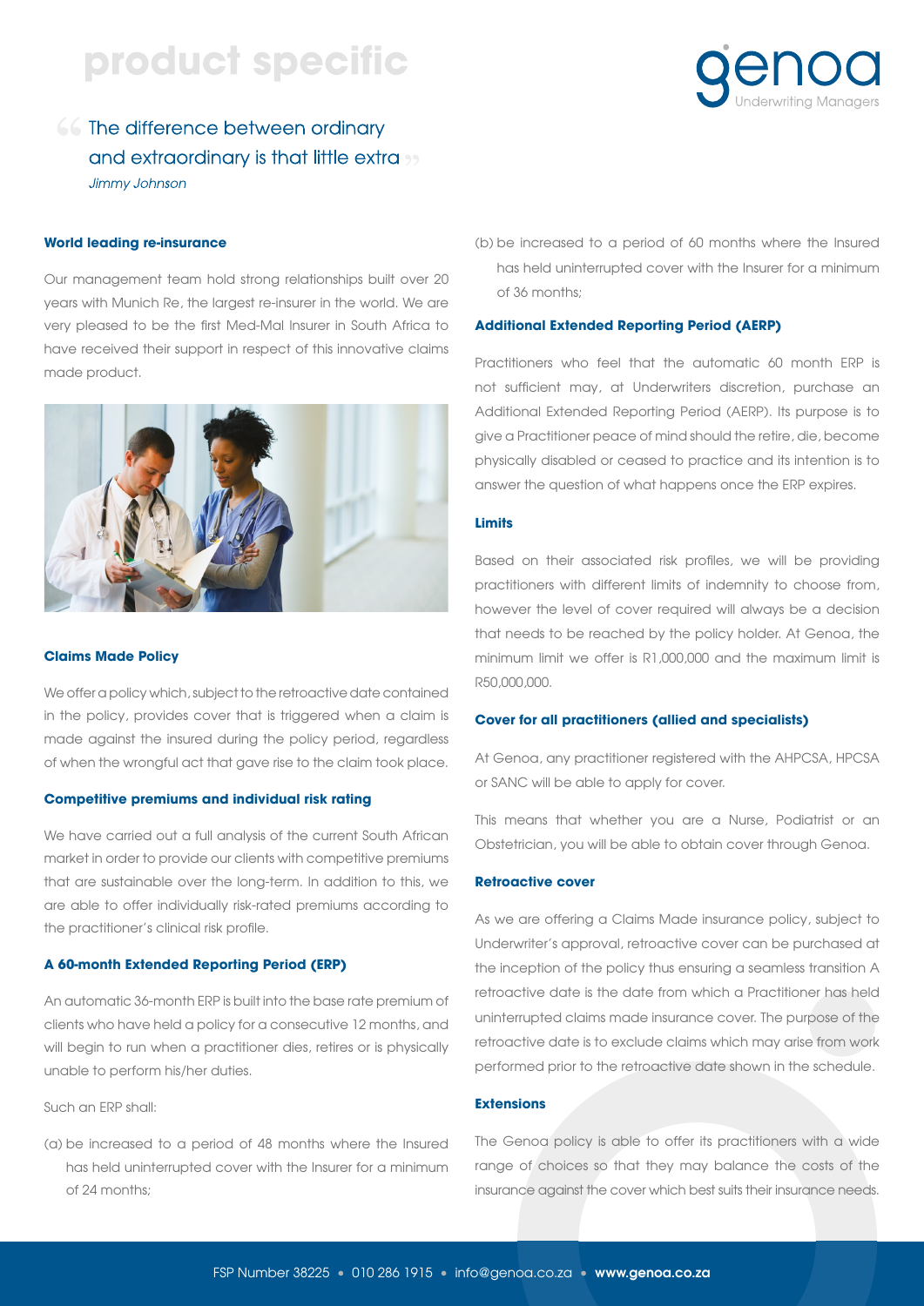# product specific

> "The difference between ordinary and extraordinary is that little extra"
> *Jimmy Johnson*

### World leading re-insurance

Our management team hold strong relationships built over 20 years with Munich Re, the largest re-insurer in the world. We are very pleased to be the first Med-Mal Insurer in South Africa to have received their support in respect of this innovative claims made product.

### Claims Made Policy

We offer a policy which, subject to the retroactive date contained in the policy, provides cover that is triggered when a claim is made against the insured during the policy period, regardless of when the wrongful act that gave rise to the claim took place.

### Competitive premiums and individual risk rating

We have carried out a full analysis of the current South African market in order to provide our clients with competitive premiums that are sustainable over the long-term. In addition to this, we are able to offer individually risk-rated premiums according to the practitioner's clinical risk profile.

### A 60-month Extended Reporting Period (ERP)

An automatic 36-month ERP is built into the base rate premium of clients who have held a policy for a consecutive 12 months, and will begin to run when a practitioner dies, retires or is physically unable to perform his/her duties.

Such an ERP shall:

(a) be increased to a period of 48 months where the Insured has held uninterrupted cover with the Insurer for a minimum of 24 months;

(b) be increased to a period of 60 months where the Insured has held uninterrupted cover with the Insurer for a minimum of 36 months;

### Additional Extended Reporting Period (AERP)

Practitioners who feel that the automatic 60 month ERP is not sufficient may, at Underwriters discretion, purchase an Additional Extended Reporting Period (AERP). Its purpose is to give a Practitioner peace of mind should the retire, die, become physically disabled or ceased to practice and its intention is to answer the question of what happens once the ERP expires.

### Limits

Based on their associated risk profiles, we will be providing practitioners with different limits of indemnity to choose from, however the level of cover required will always be a decision that needs to be reached by the policy holder. At Genoa, the minimum limit we offer is R1,000,000 and the maximum limit is R50,000,000.

### Cover for all practitioners (allied and specialists)

At Genoa, any practitioner registered with the AHPCSA, HPCSA or SANC will be able to apply for cover.

This means that whether you are a Nurse, Podiatrist or an Obstetrician, you will be able to obtain cover through Genoa.

### Retroactive cover

As we are offering a Claims Made insurance policy, subject to Underwriter's approval, retroactive cover can be purchased at the inception of the policy thus ensuring a seamless transition A retroactive date is the date from which a Practitioner has held uninterrupted claims made insurance cover. The purpose of the retroactive date is to exclude claims which may arise from work performed prior to the retroactive date shown in the schedule.

### Extensions

The Genoa policy is able to offer its practitioners with a wide range of choices so that they may balance the costs of the insurance against the cover which best suits their insurance needs.

FSP Number 38225 • 010 286 1915 • info@genoa.co.za • **www.genoa.co.za**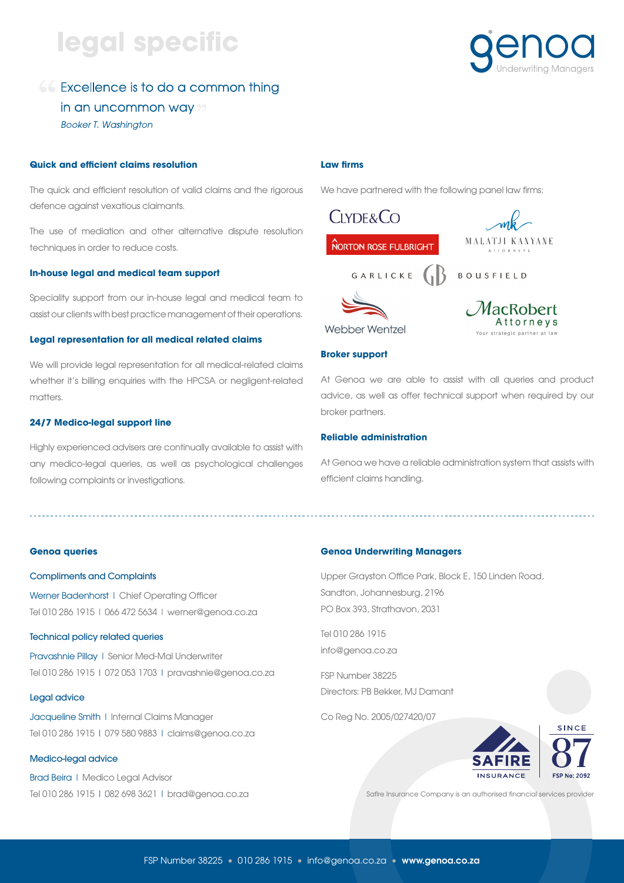# legal specific

> Excellence is to do a common thing in an uncommon way
>
> *Booker T. Washington*

**Quick and efficient claims resolution**

The quick and efficient resolution of valid claims and the rigorous defence against vexatious claimants.

The use of mediation and other alternative dispute resolution techniques in order to reduce costs.

**In-house legal and medical team support**

Speciality support from our in-house legal and medical team to assist our clients with best practice management of their operations.

**Legal representation for all medical related claims**

We will provide legal representation for all medical-related claims whether it's billing enquiries with the HPCSA or negligent-related matters.

**24/7 Medico-legal support line**

Highly experienced advisers are continually available to assist with any medico-legal queries, as well as psychological challenges following complaints or investigations.

**Law firms**

We have partnered with the following panel law firms:

- Clyde&Co
- Malatji Kanyane Attorneys
- Norton Rose Fulbright
- Garlicke Bousfield
- Webber Wentzel
- MacRobert Attorneys

**Broker support**

At Genoa we are able to assist with all queries and product advice, as well as offer technical support when required by our broker partners.

**Reliable administration**

At Genoa we have a reliable administration system that assists with efficient claims handling.

---

**Genoa queries**

Compliments and Complaints

Werner Badenhorst | Chief Operating Officer
Tel 010 286 1915 | 066 472 5634 | werner@genoa.co.za

Technical policy related queries

Pravashnie Pillay | Senior Med-Mal Underwriter
Tel 010 286 1915 | 072 053 1703 | pravashnie@genoa.co.za

Legal advice

Jacqueline Smith | Internal Claims Manager
Tel 010 286 1915 | 079 580 9883 | claims@genoa.co.za

Medico-legal advice

Brad Beira | Medico Legal Advisor
Tel 010 286 1915 | 082 698 3621 | brad@genoa.co.za

**Genoa Underwriting Managers**

Upper Grayston Office Park, Block E, 150 Linden Road,
Sandton, Johannesburg, 2196
PO Box 393, Strathavon, 2031

Tel 010 286 1915
info@genoa.co.za

FSP Number 38225
Directors: PB Bekker, MJ Damant

Co Reg No. 2005/027420/07

SAFIRE INSURANCE | SINCE 87 | FSP No: 2092

Safire Insurance Company is an authorised financial services provider

FSP Number 38225 • 010 286 1915 • info@genoa.co.za • **www.genoa.co.za**